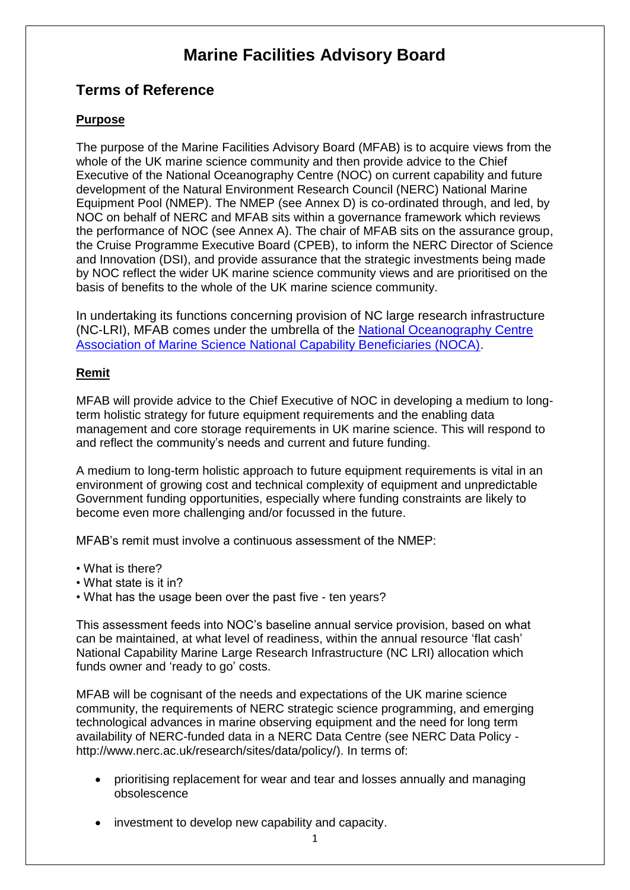# Marine Facilities Advisory Board

## Terms of Reference

### Purpose

The purpose of the Marine Facilities Advisory Board (MFAB) is to acquire views from the whole of the UK marine science community and then provide advice to the Chief Executive of the National Oceanography Centre (NOC) on current capability and future development of the Natural Environment Research Council (NERC) National Marine Equipment Pool (NMEP). The NMEP (see Annex D) is co-ordinated through, and led, by NOC on behalf of NERC and MFAB sits within a governance framework which reviews the performance of NOC (see Annex A). The chair of MFAB sits on the assurance group, the Cruise Programme Executive Board (CPEB), to inform the NERC Director of Science and Innovation (DSI), and provide assurance that the strategic investments being made by NOC reflect the wider UK marine science community views and are prioritised on the basis of benefits to the whole of the UK marine science community.

In undertaking its functions concerning provision of NC large research infrastructure (NC-LRI), MFAB comes under the umbrella of the National Oceanography Centre Association of Marine Science National Capability Beneficiaries (NOCA).

### Remit

MFAB will provide advice to the Chief Executive of NOC in developing a medium to long-term holistic strategy for future equipment requirements and the enabling data management and core storage requirements in UK marine science. This will respond to and reflect the community's needs and current and future funding.

A medium to long-term holistic approach to future equipment requirements is vital in an environment of growing cost and technical complexity of equipment and unpredictable Government funding opportunities, especially where funding constraints are likely to become even more challenging and/or focussed in the future.

MFAB's remit must involve a continuous assessment of the NMEP:

- What is there?
- What state is it in?
- What has the usage been over the past five - ten years?

This assessment feeds into NOC's baseline annual service provision, based on what can be maintained, at what level of readiness, within the annual resource 'flat cash' National Capability Marine Large Research Infrastructure (NC LRI) allocation which funds owner and 'ready to go' costs.

MFAB will be cognisant of the needs and expectations of the UK marine science community, the requirements of NERC strategic science programming, and emerging technological advances in marine observing equipment and the need for long term availability of NERC-funded data in a NERC Data Centre (see NERC Data Policy - http://www.nerc.ac.uk/research/sites/data/policy/). In terms of:

- prioritising replacement for wear and tear and losses annually and managing obsolescence
- investment to develop new capability and capacity.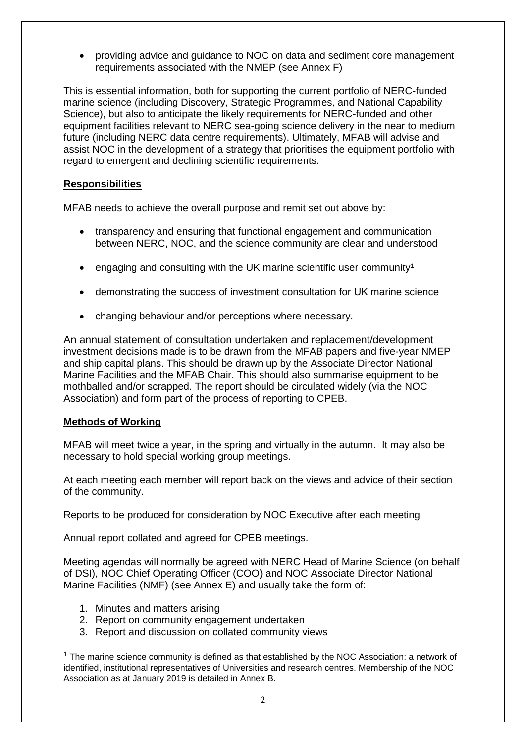- providing advice and guidance to NOC on data and sediment core management requirements associated with the NMEP (see Annex F)

This is essential information, both for supporting the current portfolio of NERC-funded marine science (including Discovery, Strategic Programmes, and National Capability Science), but also to anticipate the likely requirements for NERC-funded and other equipment facilities relevant to NERC sea-going science delivery in the near to medium future (including NERC data centre requirements). Ultimately, MFAB will advise and assist NOC in the development of a strategy that prioritises the equipment portfolio with regard to emergent and declining scientific requirements.

## Responsibilities

MFAB needs to achieve the overall purpose and remit set out above by:

- transparency and ensuring that functional engagement and communication between NERC, NOC, and the science community are clear and understood
- engaging and consulting with the UK marine scientific user community[1]
- demonstrating the success of investment consultation for UK marine science
- changing behaviour and/or perceptions where necessary.

An annual statement of consultation undertaken and replacement/development investment decisions made is to be drawn from the MFAB papers and five-year NMEP and ship capital plans. This should be drawn up by the Associate Director National Marine Facilities and the MFAB Chair. This should also summarise equipment to be mothballed and/or scrapped. The report should be circulated widely (via the NOC Association) and form part of the process of reporting to CPEB.

## Methods of Working

MFAB will meet twice a year, in the spring and virtually in the autumn. It may also be necessary to hold special working group meetings.

At each meeting each member will report back on the views and advice of their section of the community.

Reports to be produced for consideration by NOC Executive after each meeting

Annual report collated and agreed for CPEB meetings.

Meeting agendas will normally be agreed with NERC Head of Marine Science (on behalf of DSI), NOC Chief Operating Officer (COO) and NOC Associate Director National Marine Facilities (NMF) (see Annex E) and usually take the form of:

1. Minutes and matters arising
2. Report on community engagement undertaken
3. Report and discussion on collated community views

[1] The marine science community is defined as that established by the NOC Association: a network of identified, institutional representatives of Universities and research centres. Membership of the NOC Association as at January 2019 is detailed in Annex B.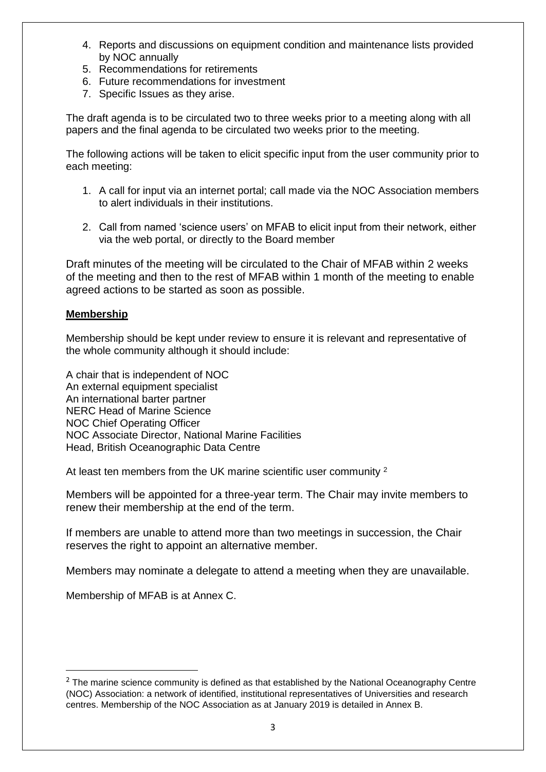4. Reports and discussions on equipment condition and maintenance lists provided by NOC annually
5. Recommendations for retirements
6. Future recommendations for investment
7. Specific Issues as they arise.

The draft agenda is to be circulated two to three weeks prior to a meeting along with all papers and the final agenda to be circulated two weeks prior to the meeting.

The following actions will be taken to elicit specific input from the user community prior to each meeting:

1. A call for input via an internet portal; call made via the NOC Association members to alert individuals in their institutions.

2. Call from named 'science users' on MFAB to elicit input from their network, either via the web portal, or directly to the Board member

Draft minutes of the meeting will be circulated to the Chair of MFAB within 2 weeks of the meeting and then to the rest of MFAB within 1 month of the meeting to enable agreed actions to be started as soon as possible.

**Membership**

Membership should be kept under review to ensure it is relevant and representative of the whole community although it should include:

A chair that is independent of NOC
An external equipment specialist
An international barter partner
NERC Head of Marine Science
NOC Chief Operating Officer
NOC Associate Director, National Marine Facilities
Head, British Oceanographic Data Centre

At least ten members from the UK marine scientific user community [2]

Members will be appointed for a three-year term. The Chair may invite members to renew their membership at the end of the term.

If members are unable to attend more than two meetings in succession, the Chair reserves the right to appoint an alternative member.

Members may nominate a delegate to attend a meeting when they are unavailable.

Membership of MFAB is at Annex C.

[2] The marine science community is defined as that established by the National Oceanography Centre (NOC) Association: a network of identified, institutional representatives of Universities and research centres. Membership of the NOC Association as at January 2019 is detailed in Annex B.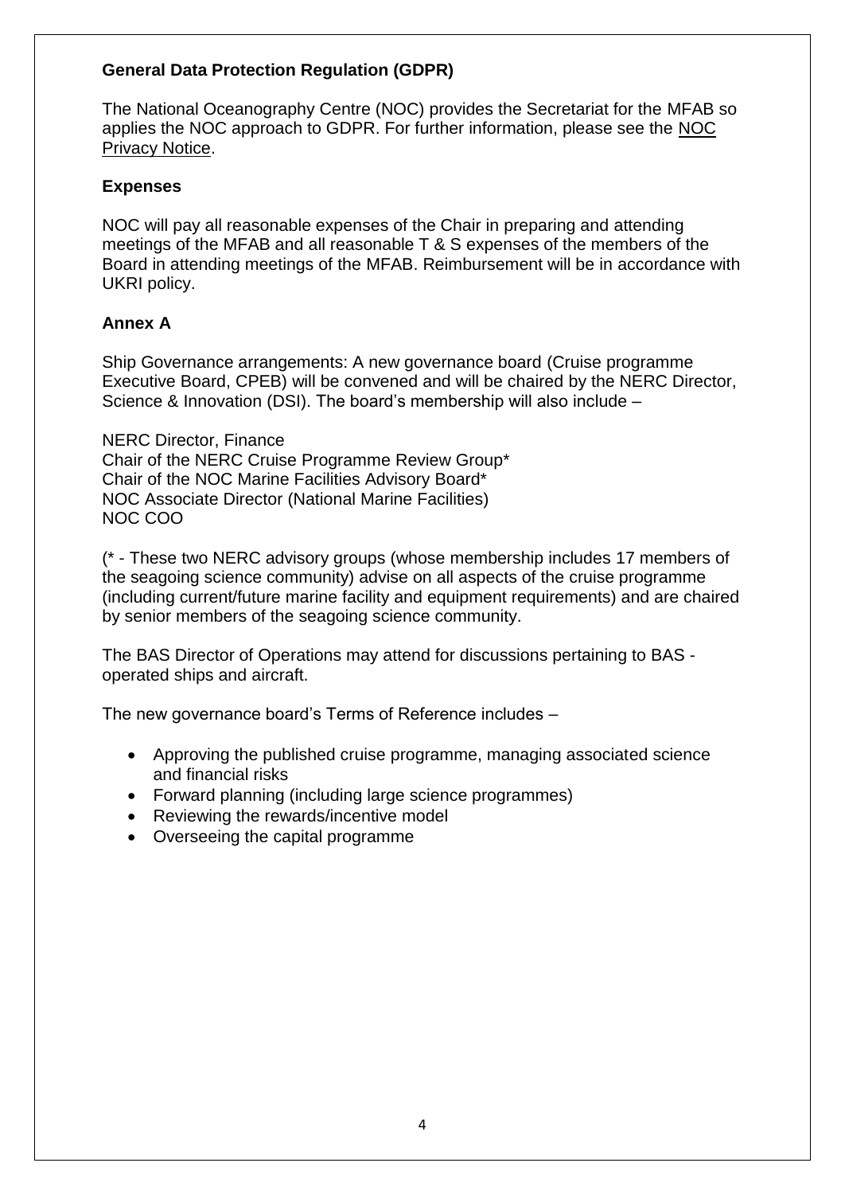**General Data Protection Regulation (GDPR)**

The National Oceanography Centre (NOC) provides the Secretariat for the MFAB so applies the NOC approach to GDPR. For further information, please see the NOC Privacy Notice.

**Expenses**

NOC will pay all reasonable expenses of the Chair in preparing and attending meetings of the MFAB and all reasonable T & S expenses of the members of the Board in attending meetings of the MFAB. Reimbursement will be in accordance with UKRI policy.

**Annex A**

Ship Governance arrangements: A new governance board (Cruise programme Executive Board, CPEB) will be convened and will be chaired by the NERC Director, Science & Innovation (DSI). The board's membership will also include –

NERC Director, Finance
Chair of the NERC Cruise Programme Review Group*
Chair of the NOC Marine Facilities Advisory Board*
NOC Associate Director (National Marine Facilities)
NOC COO

(* - These two NERC advisory groups (whose membership includes 17 members of the seagoing science community) advise on all aspects of the cruise programme (including current/future marine facility and equipment requirements) and are chaired by senior members of the seagoing science community.

The BAS Director of Operations may attend for discussions pertaining to BAS - operated ships and aircraft.

The new governance board's Terms of Reference includes –

- Approving the published cruise programme, managing associated science and financial risks
- Forward planning (including large science programmes)
- Reviewing the rewards/incentive model
- Overseeing the capital programme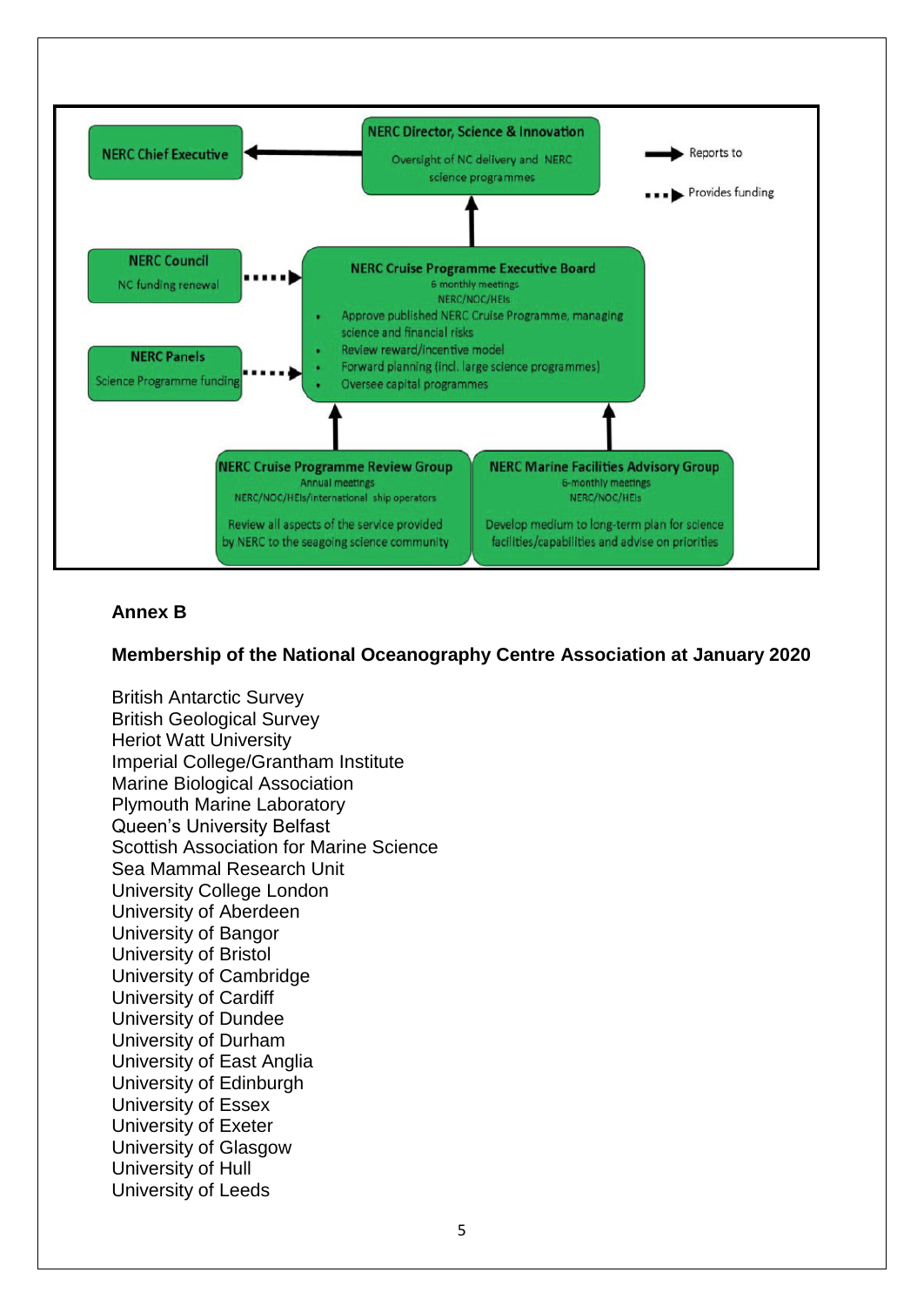NERC Director, Science & Innovation
Oversight of NC delivery and NERC science programmes

NERC Chief Executive

→ Reports to
··· Provides funding

NERC Council
NC funding renewal

NERC Panels
Science Programme funding

NERC Cruise Programme Executive Board
6 monthly meetings
NERC/NOC/HEIs

- Approve published NERC Cruise Programme, managing science and financial risks
- Review reward/incentive model
- Forward planning (incl. large science programmes)
- Oversee capital programmes

NERC Cruise Programme Review Group
Annual meetings
NERC/NOC/HEIs/international ship operators

Review all aspects of the service provided by NERC to the seagoing science community

NERC Marine Facilities Advisory Group
6-monthly meetings
NERC/NOC/HEIs

Develop medium to long-term plan for science facilities/capabilities and advise on priorities

**Annex B**

**Membership of the National Oceanography Centre Association at January 2020**

British Antarctic Survey
British Geological Survey
Heriot Watt University
Imperial College/Grantham Institute
Marine Biological Association
Plymouth Marine Laboratory
Queen's University Belfast
Scottish Association for Marine Science
Sea Mammal Research Unit
University College London
University of Aberdeen
University of Bangor
University of Bristol
University of Cambridge
University of Cardiff
University of Dundee
University of Durham
University of East Anglia
University of Edinburgh
University of Essex
University of Exeter
University of Glasgow
University of Hull
University of Leeds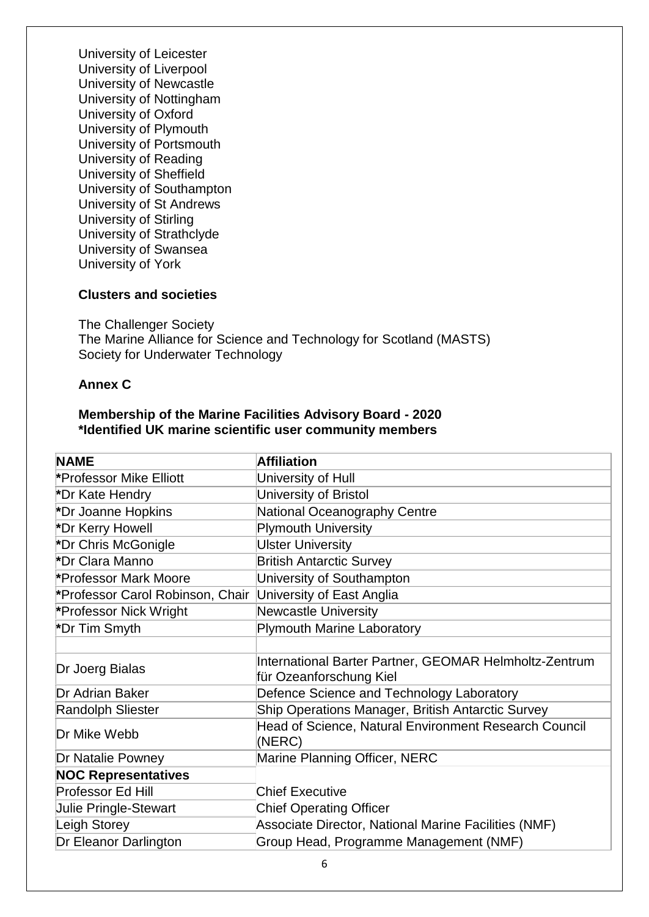University of Leicester
University of Liverpool
University of Newcastle
University of Nottingham
University of Oxford
University of Plymouth
University of Portsmouth
University of Reading
University of Sheffield
University of Southampton
University of St Andrews
University of Stirling
University of Strathclyde
University of Swansea
University of York

**Clusters and societies**

The Challenger Society
The Marine Alliance for Science and Technology for Scotland (MASTS)
Society for Underwater Technology

**Annex C**

**Membership of the Marine Facilities Advisory Board - 2020**
**\*Identified UK marine scientific user community members**

| NAME | Affiliation |
|---|---|
| *Professor Mike Elliott | University of Hull |
| *Dr Kate Hendry | University of Bristol |
| *Dr Joanne Hopkins | National Oceanography Centre |
| *Dr Kerry Howell | Plymouth University |
| *Dr Chris McGonigle | Ulster University |
| *Dr Clara Manno | British Antarctic Survey |
| *Professor Mark Moore | University of Southampton |
| *Professor Carol Robinson, Chair | University of East Anglia |
| *Professor Nick Wright | Newcastle University |
| *Dr Tim Smyth | Plymouth Marine Laboratory |
| | |
| Dr Joerg Bialas | International Barter Partner, GEOMAR Helmholtz-Zentrum für Ozeanforschung Kiel |
| Dr Adrian Baker | Defence Science and Technology Laboratory |
| Randolph Sliester | Ship Operations Manager, British Antarctic Survey |
| Dr Mike Webb | Head of Science, Natural Environment Research Council (NERC) |
| Dr Natalie Powney | Marine Planning Officer, NERC |
| **NOC Representatives** | |
| Professor Ed Hill | Chief Executive |
| Julie Pringle-Stewart | Chief Operating Officer |
| Leigh Storey | Associate Director, National Marine Facilities (NMF) |
| Dr Eleanor Darlington | Group Head, Programme Management (NMF) |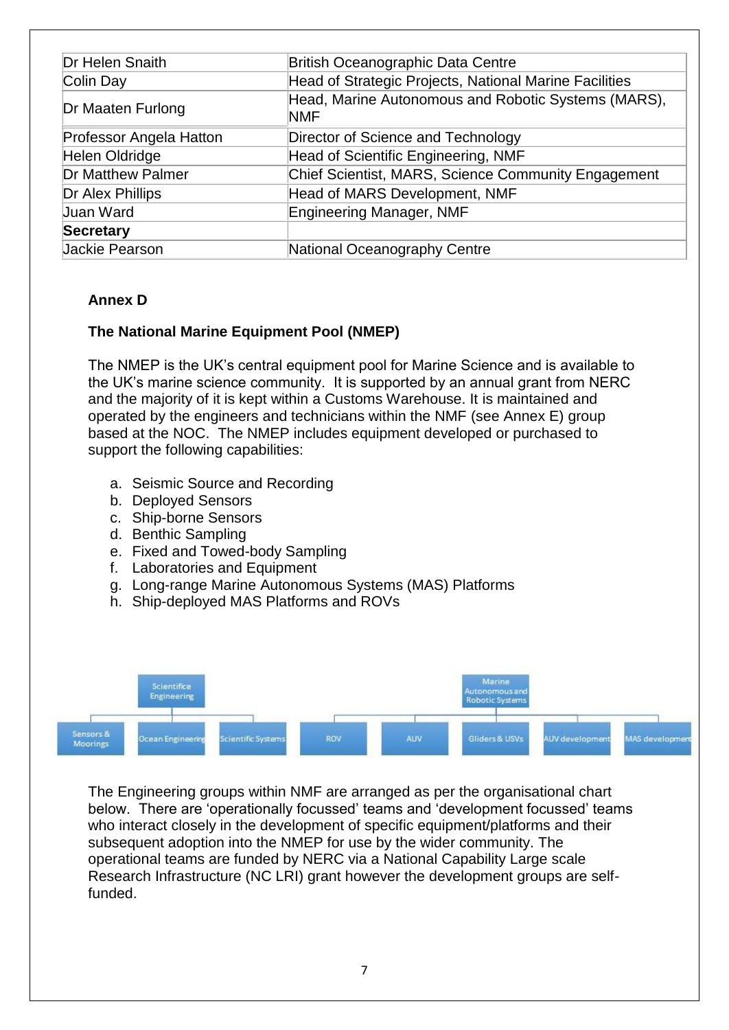| Dr Helen Snaith | British Oceanographic Data Centre |
|---|---|
| Colin Day | Head of Strategic Projects, National Marine Facilities |
| Dr Maaten Furlong | Head, Marine Autonomous and Robotic Systems (MARS), NMF |
| Professor Angela Hatton | Director of Science and Technology |
| Helen Oldridge | Head of Scientific Engineering, NMF |
| Dr Matthew Palmer | Chief Scientist, MARS, Science Community Engagement |
| Dr Alex Phillips | Head of MARS Development, NMF |
| Juan Ward | Engineering Manager, NMF |
| **Secretary** | |
| Jackie Pearson | National Oceanography Centre |

**Annex D**

**The National Marine Equipment Pool (NMEP)**

The NMEP is the UK's central equipment pool for Marine Science and is available to the UK's marine science community. It is supported by an annual grant from NERC and the majority of it is kept within a Customs Warehouse. It is maintained and operated by the engineers and technicians within the NMF (see Annex E) group based at the NOC. The NMEP includes equipment developed or purchased to support the following capabilities:

a. Seismic Source and Recording
b. Deployed Sensors
c. Ship-borne Sensors
d. Benthic Sampling
e. Fixed and Towed-body Sampling
f. Laboratories and Equipment
g. Long-range Marine Autonomous Systems (MAS) Platforms
h. Ship-deployed MAS Platforms and ROVs

- Scientifice Engineering
  - Sensors & Moorings
  - Ocean Engineering
  - Scientific Systems
- Marine Autonomous and Robotic Systems
  - ROV
  - AUV
  - Gliders & USVs
  - AUV development
  - MAS development

The Engineering groups within NMF are arranged as per the organisational chart below. There are 'operationally focussed' teams and 'development focussed' teams who interact closely in the development of specific equipment/platforms and their subsequent adoption into the NMEP for use by the wider community. The operational teams are funded by NERC via a National Capability Large scale Research Infrastructure (NC LRI) grant however the development groups are self-funded.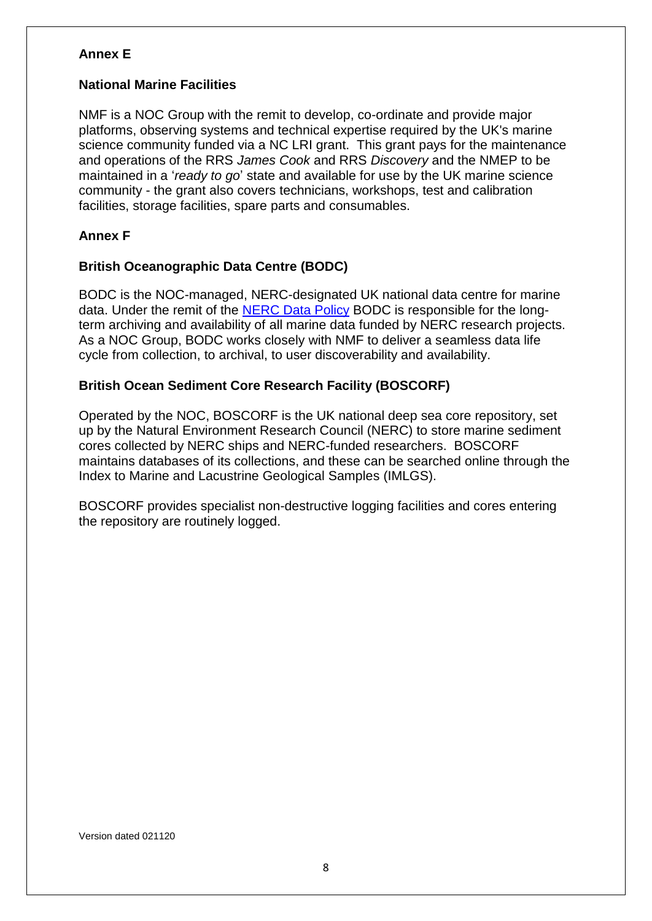## Annex E

### National Marine Facilities

NMF is a NOC Group with the remit to develop, co-ordinate and provide major platforms, observing systems and technical expertise required by the UK's marine science community funded via a NC LRI grant. This grant pays for the maintenance and operations of the RRS *James Cook* and RRS *Discovery* and the NMEP to be maintained in a '*ready to go*' state and available for use by the UK marine science community - the grant also covers technicians, workshops, test and calibration facilities, storage facilities, spare parts and consumables.

## Annex F

### British Oceanographic Data Centre (BODC)

BODC is the NOC-managed, NERC-designated UK national data centre for marine data. Under the remit of the NERC Data Policy BODC is responsible for the long-term archiving and availability of all marine data funded by NERC research projects. As a NOC Group, BODC works closely with NMF to deliver a seamless data life cycle from collection, to archival, to user discoverability and availability.

### British Ocean Sediment Core Research Facility (BOSCORF)

Operated by the NOC, BOSCORF is the UK national deep sea core repository, set up by the Natural Environment Research Council (NERC) to store marine sediment cores collected by NERC ships and NERC-funded researchers. BOSCORF maintains databases of its collections, and these can be searched online through the Index to Marine and Lacustrine Geological Samples (IMLGS).

BOSCORF provides specialist non-destructive logging facilities and cores entering the repository are routinely logged.

Version dated 021120